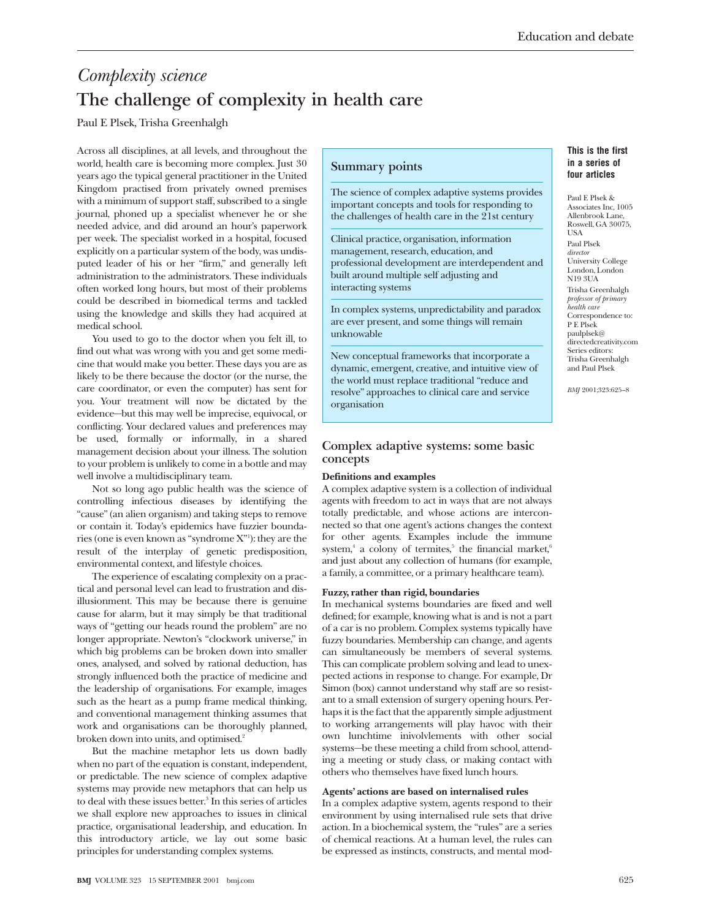# *Complexity science*

# The challenge of complexity in health care

Paul E Plsek, Trisha Greenhalgh

**This is the first in a series of four articles**

Paul E Plsek & Associates Inc, 1005 Allenbrook Lane, Roswell, GA 30075, USA
Paul Plsek
*director*
University College London, London N19 3UA
Trisha Greenhalgh
*professor of primary health care*
Correspondence to: P E Plsek paulplsek@directedcreativity.com
Series editors: Trisha Greenhalgh and Paul Plsek

*BMJ* 2001;323:625–8

Across all disciplines, at all levels, and throughout the world, health care is becoming more complex. Just 30 years ago the typical general practitioner in the United Kingdom practised from privately owned premises with a minimum of support staff, subscribed to a single journal, phoned up a specialist whenever he or she needed advice, and did around an hour's paperwork per week. The specialist worked in a hospital, focused explicitly on a particular system of the body, was undisputed leader of his or her "firm," and generally left administration to the administrators. These individuals often worked long hours, but most of their problems could be described in biomedical terms and tackled using the knowledge and skills they had acquired at medical school.

You used to go to the doctor when you felt ill, to find out what was wrong with you and get some medicine that would make you better. These days you are as likely to be there because the doctor (or the nurse, the care coordinator, or even the computer) has sent for you. Your treatment will now be dictated by the evidence—but this may well be imprecise, equivocal, or conflicting. Your declared values and preferences may be used, formally or informally, in a shared management decision about your illness. The solution to your problem is unlikely to come in a bottle and may well involve a multidisciplinary team.

Not so long ago public health was the science of controlling infectious diseases by identifying the "cause" (an alien organism) and taking steps to remove or contain it. Today's epidemics have fuzzier boundaries (one is even known as "syndrome X"[1]): they are the result of the interplay of genetic predisposition, environmental context, and lifestyle choices.

The experience of escalating complexity on a practical and personal level can lead to frustration and disillusionment. This may be because there is genuine cause for alarm, but it may simply be that traditional ways of "getting our heads round the problem" are no longer appropriate. Newton's "clockwork universe," in which big problems can be broken down into smaller ones, analysed, and solved by rational deduction, has strongly influenced both the practice of medicine and the leadership of organisations. For example, images such as the heart as a pump frame medical thinking, and conventional management thinking assumes that work and organisations can be thoroughly planned, broken down into units, and optimised.[2]

But the machine metaphor lets us down badly when no part of the equation is constant, independent, or predictable. The new science of complex adaptive systems may provide new metaphors that can help us to deal with these issues better.[3] In this series of articles we shall explore new approaches to issues in clinical practice, organisational leadership, and education. In this introductory article, we lay out some basic principles for understanding complex systems.

> **Summary points**
>
> The science of complex adaptive systems provides important concepts and tools for responding to the challenges of health care in the 21st century
>
> Clinical practice, organisation, information management, research, education, and professional development are interdependent and built around multiple self adjusting and interacting systems
>
> In complex systems, unpredictability and paradox are ever present, and some things will remain unknowable
>
> New conceptual frameworks that incorporate a dynamic, emergent, creative, and intuitive view of the world must replace traditional "reduce and resolve" approaches to clinical care and service organisation

## Complex adaptive systems: some basic concepts

### Definitions and examples

A complex adaptive system is a collection of individual agents with freedom to act in ways that are not always totally predictable, and whose actions are interconnected so that one agent's actions changes the context for other agents. Examples include the immune system,[4] a colony of termites,[5] the financial market,[6] and just about any collection of humans (for example, a family, a committee, or a primary healthcare team).

### Fuzzy, rather than rigid, boundaries

In mechanical systems boundaries are fixed and well defined; for example, knowing what is and is not a part of a car is no problem. Complex systems typically have fuzzy boundaries. Membership can change, and agents can simultaneously be members of several systems. This can complicate problem solving and lead to unexpected actions in response to change. For example, Dr Simon (box) cannot understand why staff are so resistant to a small extension of surgery opening hours. Perhaps it is the fact that the apparently simple adjustment to working arrangements will play havoc with their own lunchtime inivolvlements with other social systems—be these meeting a child from school, attending a meeting or study class, or making contact with others who themselves have fixed lunch hours.

### Agents' actions are based on internalised rules

In a complex adaptive system, agents respond to their environment by using internalised rule sets that drive action. In a biochemical system, the "rules" are a series of chemical reactions. At a human level, the rules can be expressed as instincts, constructs, and mental mod-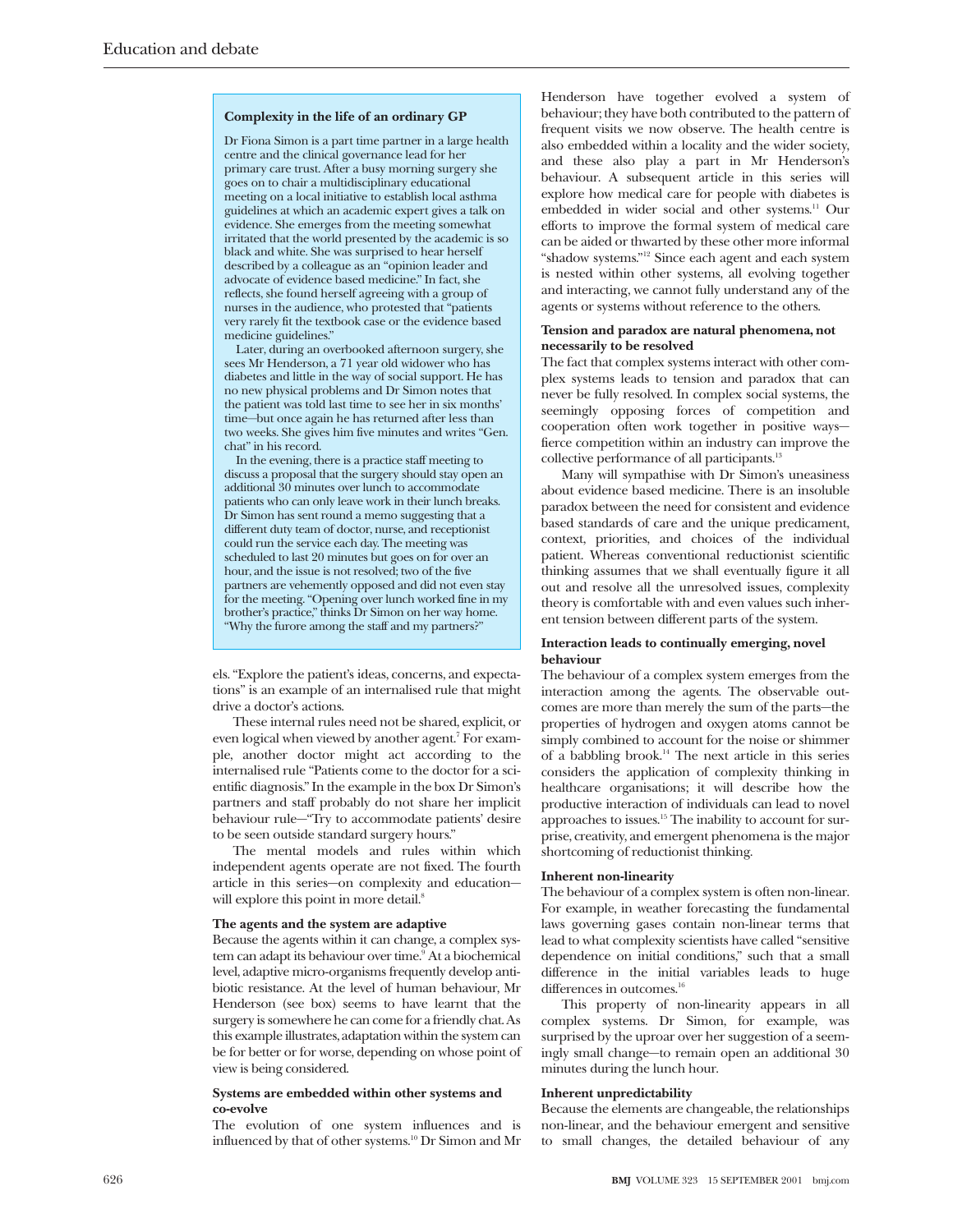### Complexity in the life of an ordinary GP

Dr Fiona Simon is a part time partner in a large health centre and the clinical governance lead for her primary care trust. After a busy morning surgery she goes on to chair a multidisciplinary educational meeting on a local initiative to establish local asthma guidelines at which an academic expert gives a talk on evidence. She emerges from the meeting somewhat irritated that the world presented by the academic is so black and white. She was surprised to hear herself described by a colleague as an "opinion leader and advocate of evidence based medicine." In fact, she reflects, she found herself agreeing with a group of nurses in the audience, who protested that "patients very rarely fit the textbook case or the evidence based medicine guidelines."

Later, during an overbooked afternoon surgery, she sees Mr Henderson, a 71 year old widower who has diabetes and little in the way of social support. He has no new physical problems and Dr Simon notes that the patient was told last time to see her in six months' time—but once again he has returned after less than two weeks. She gives him five minutes and writes "Gen. chat" in his record.

In the evening, there is a practice staff meeting to discuss a proposal that the surgery should stay open an additional 30 minutes over lunch to accommodate patients who can only leave work in their lunch breaks. Dr Simon has sent round a memo suggesting that a different duty team of doctor, nurse, and receptionist could run the service each day. The meeting was scheduled to last 20 minutes but goes on for over an hour, and the issue is not resolved; two of the five partners are vehemently opposed and did not even stay for the meeting. "Opening over lunch worked fine in my brother's practice," thinks Dr Simon on her way home. "Why the furore among the staff and my partners?"

els. "Explore the patient's ideas, concerns, and expectations" is an example of an internalised rule that might drive a doctor's actions.

These internal rules need not be shared, explicit, or even logical when viewed by another agent.[7] For example, another doctor might act according to the internalised rule "Patients come to the doctor for a scientific diagnosis." In the example in the box Dr Simon's partners and staff probably do not share her implicit behaviour rule—"Try to accommodate patients' desire to be seen outside standard surgery hours."

The mental models and rules within which independent agents operate are not fixed. The fourth article in this series—on complexity and education—will explore this point in more detail.[8]

#### The agents and the system are adaptive

Because the agents within it can change, a complex system can adapt its behaviour over time.[9] At a biochemical level, adaptive micro-organisms frequently develop antibiotic resistance. At the level of human behaviour, Mr Henderson (see box) seems to have learnt that the surgery is somewhere he can come for a friendly chat. As this example illustrates, adaptation within the system can be for better or for worse, depending on whose point of view is being considered.

#### Systems are embedded within other systems and co-evolve

The evolution of one system influences and is influenced by that of other systems.[10] Dr Simon and Mr Henderson have together evolved a system of behaviour; they have both contributed to the pattern of frequent visits we now observe. The health centre is also embedded within a locality and the wider society, and these also play a part in Mr Henderson's behaviour. A subsequent article in this series will explore how medical care for people with diabetes is embedded in wider social and other systems.[11] Our efforts to improve the formal system of medical care can be aided or thwarted by these other more informal "shadow systems."[12] Since each agent and each system is nested within other systems, all evolving together and interacting, we cannot fully understand any of the agents or systems without reference to the others.

#### Tension and paradox are natural phenomena, not necessarily to be resolved

The fact that complex systems interact with other complex systems leads to tension and paradox that can never be fully resolved. In complex social systems, the seemingly opposing forces of competition and cooperation often work together in positive ways—fierce competition within an industry can improve the collective performance of all participants.[13]

Many will sympathise with Dr Simon's uneasiness about evidence based medicine. There is an insoluble paradox between the need for consistent and evidence based standards of care and the unique predicament, context, priorities, and choices of the individual patient. Whereas conventional reductionist scientific thinking assumes that we shall eventually figure it all out and resolve all the unresolved issues, complexity theory is comfortable with and even values such inherent tension between different parts of the system.

#### Interaction leads to continually emerging, novel behaviour

The behaviour of a complex system emerges from the interaction among the agents. The observable outcomes are more than merely the sum of the parts—the properties of hydrogen and oxygen atoms cannot be simply combined to account for the noise or shimmer of a babbling brook.[14] The next article in this series considers the application of complexity thinking in healthcare organisations; it will describe how the productive interaction of individuals can lead to novel approaches to issues.[15] The inability to account for surprise, creativity, and emergent phenomena is the major shortcoming of reductionist thinking.

#### Inherent non-linearity

The behaviour of a complex system is often non-linear. For example, in weather forecasting the fundamental laws governing gases contain non-linear terms that lead to what complexity scientists have called "sensitive dependence on initial conditions," such that a small difference in the initial variables leads to huge differences in outcomes.[16]

This property of non-linearity appears in all complex systems. Dr Simon, for example, was surprised by the uproar over her suggestion of a seemingly small change—to remain open an additional 30 minutes during the lunch hour.

#### Inherent unpredictability

Because the elements are changeable, the relationships non-linear, and the behaviour emergent and sensitive to small changes, the detailed behaviour of any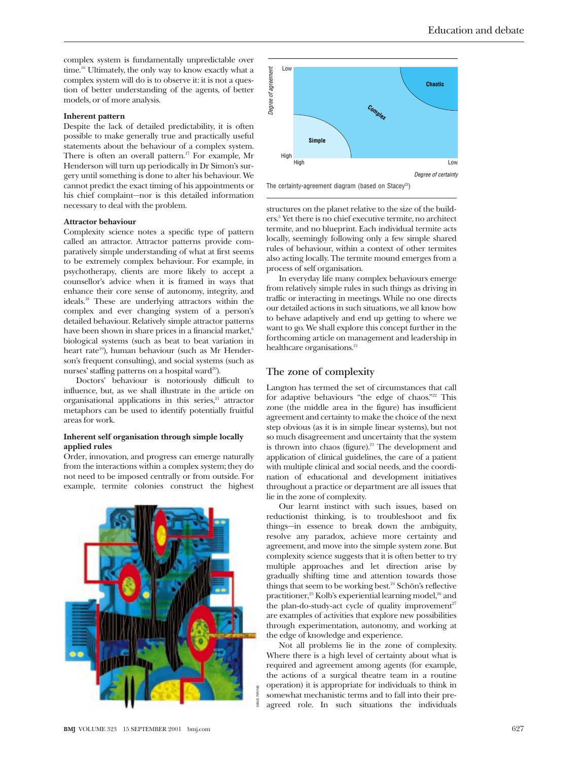complex system is fundamentally unpredictable over time.[16] Ultimately, the only way to know exactly what a complex system will do is to observe it: it is not a question of better understanding of the agents, of better models, or of more analysis.

**Inherent pattern**

Despite the lack of detailed predictability, it is often possible to make generally true and practically useful statements about the behaviour of a complex system. There is often an overall pattern.[17] For example, Mr Henderson will turn up periodically in Dr Simon's surgery until something is done to alter his behaviour. We cannot predict the exact timing of his appointments or his chief complaint—nor is this detailed information necessary to deal with the problem.

**Attractor behaviour**

Complexity science notes a specific type of pattern called an attractor. Attractor patterns provide comparatively simple understanding of what at first seems to be extremely complex behaviour. For example, in psychotherapy, clients are more likely to accept a counsellor's advice when it is framed in ways that enhance their core sense of autonomy, integrity, and ideals.[18] These are underlying attractors within the complex and ever changing system of a person's detailed behaviour. Relatively simple attractor patterns have been shown in share prices in a financial market,[6] biological systems (such as beat to beat variation in heart rate[19]), human behaviour (such as Mr Henderson's frequent consulting), and social systems (such as nurses' staffing patterns on a hospital ward[20]).

Doctors' behaviour is notoriously difficult to influence, but, as we shall illustrate in the article on organisational applications in this series,[21] attractor metaphors can be used to identify potentially fruitful areas for work.

**Inherent self organisation through simple locally applied rules**

Order, innovation, and progress can emerge naturally from the interactions within a complex system; they do not need to be imposed centrally or from outside. For example, termite colonies construct the highest structures on the planet relative to the size of the builders.[5] Yet there is no chief executive termite, no architect termite, and no blueprint. Each individual termite acts locally, seemingly following only a few simple shared rules of behaviour, within a context of other termites also acting locally. The termite mound emerges from a process of self organisation.

In everyday life many complex behaviours emerge from relatively simple rules in such things as driving in traffic or interacting in meetings. While no one directs our detailed actions in such situations, we all know how to behave adaptively and end up getting to where we want to go. We shall explore this concept further in the forthcoming article on management and leadership in healthcare organisations.[21]

The certainty-agreement diagram (based on Stacey[23])

## The zone of complexity

Langton has termed the set of circumstances that call for adaptive behaviours "the edge of chaos."[22] This zone (the middle area in the figure) has insufficient agreement and certainty to make the choice of the next step obvious (as it is in simple linear systems), but not so much disagreement and uncertainty that the system is thrown into chaos (figure).[23] The development and application of clinical guidelines, the care of a patient with multiple clinical and social needs, and the coordination of educational and development initiatives throughout a practice or department are all issues that lie in the zone of complexity.

Our learnt instinct with such issues, based on reductionist thinking, is to troubleshoot and fix things—in essence to break down the ambiguity, resolve any paradox, achieve more certainty and agreement, and move into the simple system zone. But complexity science suggests that it is often better to try multiple approaches and let direction arise by gradually shifting time and attention towards those things that seem to be working best.[24] Schön's reflective practitioner,[25] Kolb's experiential learning model,[26] and the plan-do-study-act cycle of quality improvement[27] are examples of activities that explore new possibilities through experimentation, autonomy, and working at the edge of knowledge and experience.

Not all problems lie in the zone of complexity. Where there is a high level of certainty about what is required and agreement among agents (for example, the actions of a surgical theatre team in a routine operation) it is appropriate for individuals to think in somewhat mechanistic terms and to fall into their pre-agreed role. In such situations the individuals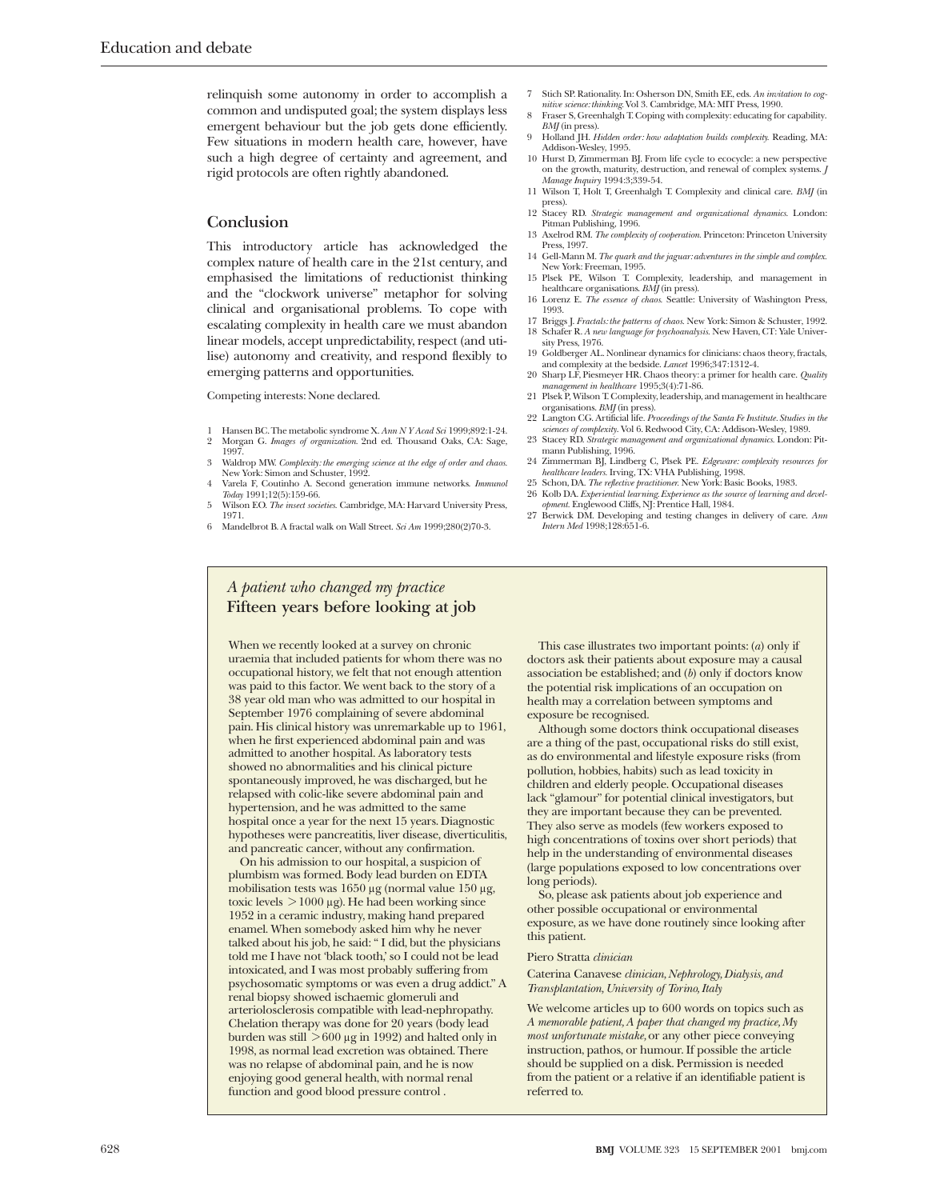relinquish some autonomy in order to accomplish a common and undisputed goal; the system displays less emergent behaviour but the job gets done efficiently. Few situations in modern health care, however, have such a high degree of certainty and agreement, and rigid protocols are often rightly abandoned.

## Conclusion

This introductory article has acknowledged the complex nature of health care in the 21st century, and emphasised the limitations of reductionist thinking and the "clockwork universe" metaphor for solving clinical and organisational problems. To cope with escalating complexity in health care we must abandon linear models, accept unpredictability, respect (and utilise) autonomy and creativity, and respond flexibly to emerging patterns and opportunities.

Competing interests: None declared.

1. Hansen BC. The metabolic syndrome X. *Ann N Y Acad Sci* 1999;892:1-24.
2. Morgan G. *Images of organization.* 2nd ed. Thousand Oaks, CA: Sage, 1997.
3. Waldrop MW. *Complexity: the emerging science at the edge of order and chaos.* New York: Simon and Schuster, 1992.
4. Varela F, Coutinho A. Second generation immune networks. *Immunol Today* 1991;12(5):159-66.
5. Wilson EO. *The insect societies.* Cambridge, MA: Harvard University Press, 1971.
6. Mandelbrot B. A fractal walk on Wall Street. *Sci Am* 1999;280(2)70-3.
7. Stich SP. Rationality. In: Osherson DN, Smith EE, eds. *An invitation to cognitive science: thinking.* Vol 3. Cambridge, MA: MIT Press, 1990.
8. Fraser S, Greenhalgh T. Coping with complexity: educating for capability. *BMJ* (in press).
9. Holland JH. *Hidden order: how adaptation builds complexity.* Reading, MA: Addison-Wesley, 1995.
10. Hurst D, Zimmerman BJ. From life cycle to ecocycle: a new perspective on the growth, maturity, destruction, and renewal of complex systems. *J Manage Inquiry* 1994:3;339-54.
11. Wilson T, Holt T, Greenhalgh T. Complexity and clinical care. *BMJ* (in press).
12. Stacey RD. *Strategic management and organizational dynamics.* London: Pitman Publishing, 1996.
13. Axelrod RM. *The complexity of cooperation.* Princeton: Princeton University Press, 1997.
14. Gell-Mann M. *The quark and the jaguar: adventures in the simple and complex.* New York: Freeman, 1995.
15. Plsek PE, Wilson T. Complexity, leadership, and management in healthcare organisations. *BMJ* (in press).
16. Lorenz E. *The essence of chaos.* Seattle: University of Washington Press, 1993.
17. Briggs J. *Fractals: the patterns of chaos.* New York: Simon & Schuster, 1992.
18. Schafer R. *A new language for psychoanalysis.* New Haven, CT: Yale University Press, 1976.
19. Goldberger AL. Nonlinear dynamics for clinicians: chaos theory, fractals, and complexity at the bedside. *Lancet* 1996;347:1312-4.
20. Sharp LF, Piesmeyer HR. Chaos theory: a primer for health care. *Quality management in healthcare* 1995;3(4):71-86.
21. Plsek P, Wilson T. Complexity, leadership, and management in healthcare organisations. *BMJ* (in press).
22. Langton CG. Artificial life. *Proceedings of the Santa Fe Institute. Studies in the sciences of complexity.* Vol 6. Redwood City, CA: Addison-Wesley, 1989.
23. Stacey RD. *Strategic management and organizational dynamics.* London: Pitmann Publishing, 1996.
24. Zimmerman BJ, Lindberg C, Plsek PE. *Edgeware: complexity resources for healthcare leaders.* Irving, TX: VHA Publishing, 1998.
25. Schon, DA. *The reflective practitioner.* New York: Basic Books, 1983.
26. Kolb DA. *Experiential learning. Experience as the source of learning and development.* Englewood Cliffs, NJ: Prentice Hall, 1984.
27. Berwick DM. Developing and testing changes in delivery of care. *Ann Intern Med* 1998;128:651-6.

---

*A patient who changed my practice*

## Fifteen years before looking at job

When we recently looked at a survey on chronic uraemia that included patients for whom there was no occupational history, we felt that not enough attention was paid to this factor. We went back to the story of a 38 year old man who was admitted to our hospital in September 1976 complaining of severe abdominal pain. His clinical history was unremarkable up to 1961, when he first experienced abdominal pain and was admitted to another hospital. As laboratory tests showed no abnormalities and his clinical picture spontaneously improved, he was discharged, but he relapsed with colic-like severe abdominal pain and hypertension, and he was admitted to the same hospital once a year for the next 15 years. Diagnostic hypotheses were pancreatitis, liver disease, diverticulitis, and pancreatic cancer, without any confirmation.

On his admission to our hospital, a suspicion of plumbism was formed. Body lead burden on EDTA mobilisation tests was 1650 μg (normal value 150 μg, toxic levels >1000 μg). He had been working since 1952 in a ceramic industry, making hand prepared enamel. When somebody asked him why he never talked about his job, he said: " I did, but the physicians told me I have not 'black tooth,' so I could not be lead intoxicated, and I was most probably suffering from psychosomatic symptoms or was even a drug addict." A renal biopsy showed ischaemic glomeruli and arteriolosclerosis compatible with lead-nephropathy. Chelation therapy was done for 20 years (body lead burden was still >600 μg in 1992) and halted only in 1998, as normal lead excretion was obtained. There was no relapse of abdominal pain, and he is now enjoying good general health, with normal renal function and good blood pressure control .

This case illustrates two important points: (*a*) only if doctors ask their patients about exposure may a causal association be established; and (*b*) only if doctors know the potential risk implications of an occupation on health may a correlation between symptoms and exposure be recognised.

Although some doctors think occupational diseases are a thing of the past, occupational risks do still exist, as do environmental and lifestyle exposure risks (from pollution, hobbies, habits) such as lead toxicity in children and elderly people. Occupational diseases lack "glamour" for potential clinical investigators, but they are important because they can be prevented. They also serve as models (few workers exposed to high concentrations of toxins over short periods) that help in the understanding of environmental diseases (large populations exposed to low concentrations over long periods).

So, please ask patients about job experience and other possible occupational or environmental exposure, as we have done routinely since looking after this patient.

Piero Stratta *clinician*

Caterina Canavese *clinician, Nephrology, Dialysis, and Transplantation, University of Torino, Italy*

We welcome articles up to 600 words on topics such as *A memorable patient, A paper that changed my practice, My most unfortunate mistake,* or any other piece conveying instruction, pathos, or humour. If possible the article should be supplied on a disk. Permission is needed from the patient or a relative if an identifiable patient is referred to.